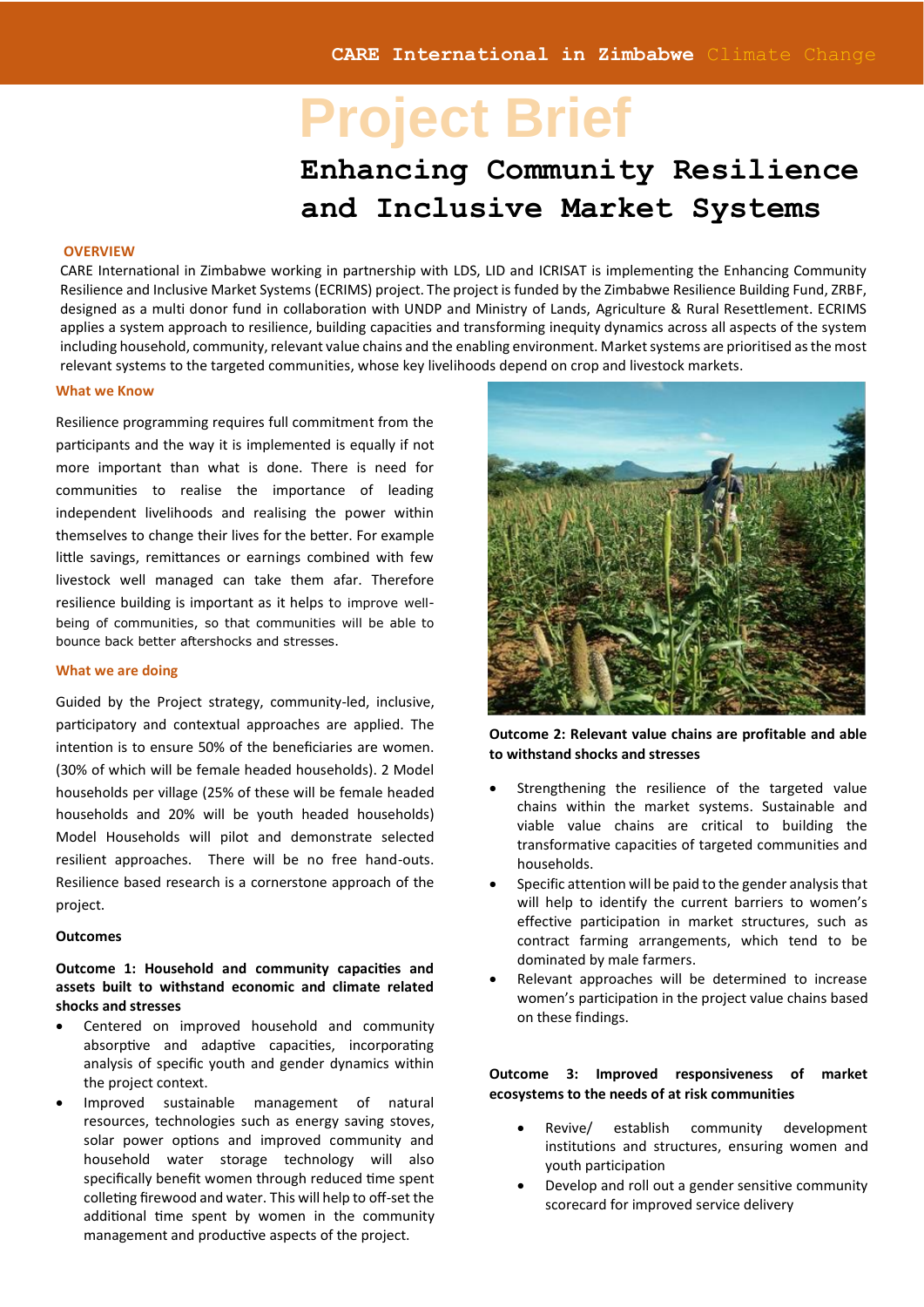CARE International in Zimbabwe Climate Change

# Project Brief

# Enhancing Community Resilience and Inclusive Market Systems

## OVERVIEW

CARE International in Zimbabwe working in partnership with LDS, LID and ICRISAT is implementing the Enhancing Community Resilience and Inclusive Market Systems (ECRIMS) project. The project is funded by the Zimbabwe Resilience Building Fund, ZRBF, designed as a multi donor fund in collaboration with UNDP and Ministry of Lands, Agriculture & Rural Resettlement. ECRIMS applies a system approach to resilience, building capacities and transforming inequity dynamics across all aspects of the system including household, community, relevant value chains and the enabling environment. Market systems are prioritised as the most relevant systems to the targeted communities, whose key livelihoods depend on crop and livestock markets.

### What we Know

Resilience programming requires full commitment from the participants and the way it is implemented is equally if not more important than what is done. There is need for communities to realise the importance of leading independent livelihoods and realising the power within themselves to change their lives for the better. For example little savings, remittances or earnings combined with few livestock well managed can take them afar. Therefore resilience building is important as it helps to improve well-being of communities, so that communities will be able to bounce back better aftershocks and stresses.

### What we are doing

Guided by the Project strategy, community-led, inclusive, participatory and contextual approaches are applied. The intention is to ensure 50% of the beneficiaries are women. (30% of which will be female headed households). 2 Model households per village (25% of these will be female headed households and 20% will be youth headed households) Model Households will pilot and demonstrate selected resilient approaches. There will be no free hand-outs. Resilience based research is a cornerstone approach of the project.

**Outcomes**

**Outcome 1: Household and community capacities and assets built to withstand economic and climate related shocks and stresses**

- Centered on improved household and community absorptive and adaptive capacities, incorporating analysis of specific youth and gender dynamics within the project context.
- Improved sustainable management of natural resources, technologies such as energy saving stoves, solar power options and improved community and household water storage technology will also specifically benefit women through reduced time spent colleting firewood and water. This will help to off-set the additional time spent by women in the community management and productive aspects of the project.

**Outcome 2: Relevant value chains are profitable and able to withstand shocks and stresses**

- Strengthening the resilience of the targeted value chains within the market systems. Sustainable and viable value chains are critical to building the transformative capacities of targeted communities and households.
- Specific attention will be paid to the gender analysis that will help to identify the current barriers to women's effective participation in market structures, such as contract farming arrangements, which tend to be dominated by male farmers.
- Relevant approaches will be determined to increase women's participation in the project value chains based on these findings.

**Outcome 3: Improved responsiveness of market ecosystems to the needs of at risk communities**

- Revive/ establish community development institutions and structures, ensuring women and youth participation
- Develop and roll out a gender sensitive community scorecard for improved service delivery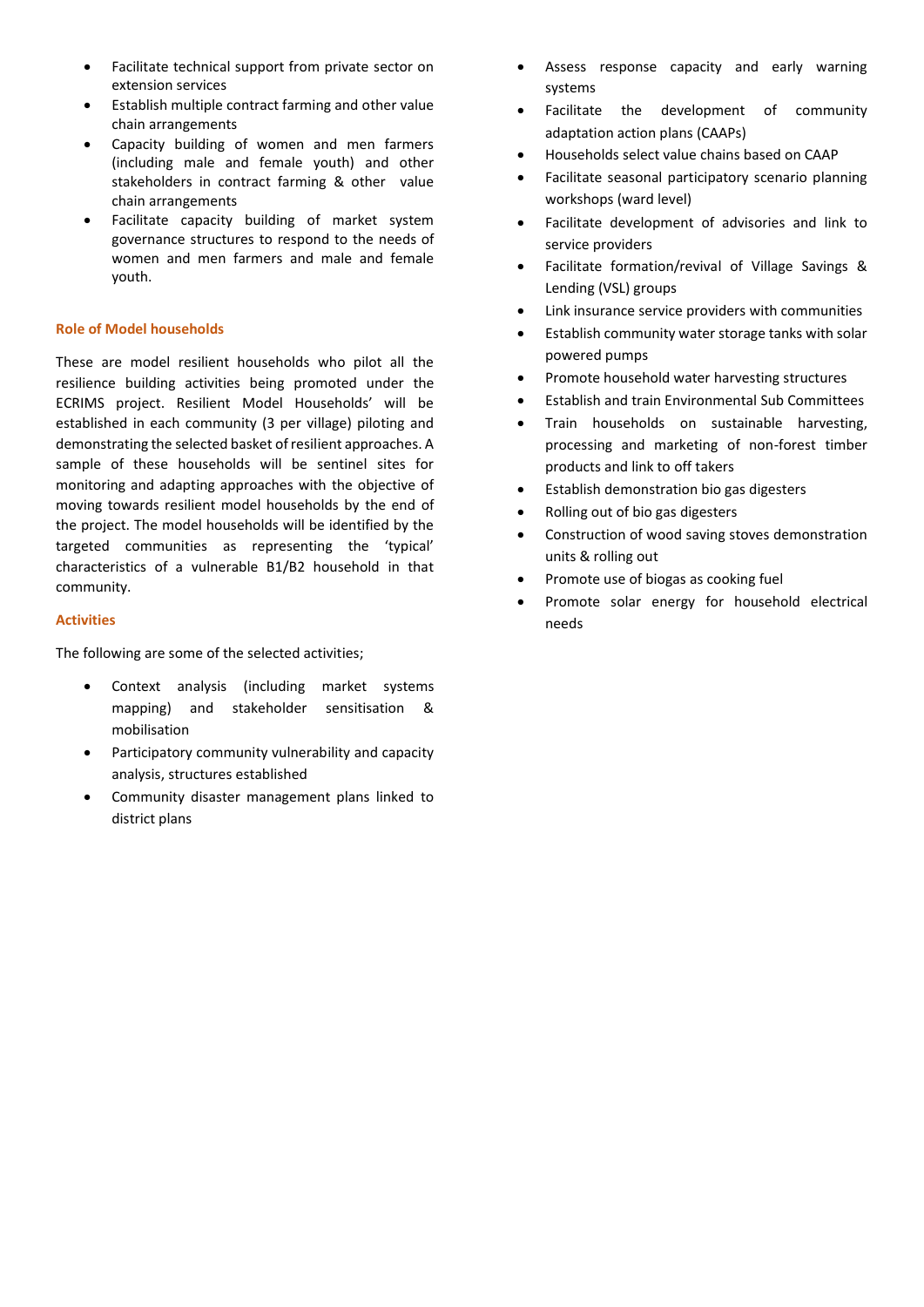- Facilitate technical support from private sector on extension services
- Establish multiple contract farming and other value chain arrangements
- Capacity building of women and men farmers (including male and female youth) and other stakeholders in contract farming & other value chain arrangements
- Facilitate capacity building of market system governance structures to respond to the needs of women and men farmers and male and female youth.

#### Role of Model households

These are model resilient households who pilot all the resilience building activities being promoted under the ECRIMS project. Resilient Model Households' will be established in each community (3 per village) piloting and demonstrating the selected basket of resilient approaches. A sample of these households will be sentinel sites for monitoring and adapting approaches with the objective of moving towards resilient model households by the end of the project. The model households will be identified by the targeted communities as representing the 'typical' characteristics of a vulnerable B1/B2 household in that community.

#### Activities

The following are some of the selected activities;

- Context analysis (including market systems mapping) and stakeholder sensitisation & mobilisation
- Participatory community vulnerability and capacity analysis, structures established
- Community disaster management plans linked to district plans
- Assess response capacity and early warning systems
- Facilitate the development of community adaptation action plans (CAAPs)
- Households select value chains based on CAAP
- Facilitate seasonal participatory scenario planning workshops (ward level)
- Facilitate development of advisories and link to service providers
- Facilitate formation/revival of Village Savings & Lending (VSL) groups
- Link insurance service providers with communities
- Establish community water storage tanks with solar powered pumps
- Promote household water harvesting structures
- Establish and train Environmental Sub Committees
- Train households on sustainable harvesting, processing and marketing of non-forest timber products and link to off takers
- Establish demonstration bio gas digesters
- Rolling out of bio gas digesters
- Construction of wood saving stoves demonstration units & rolling out
- Promote use of biogas as cooking fuel
- Promote solar energy for household electrical needs